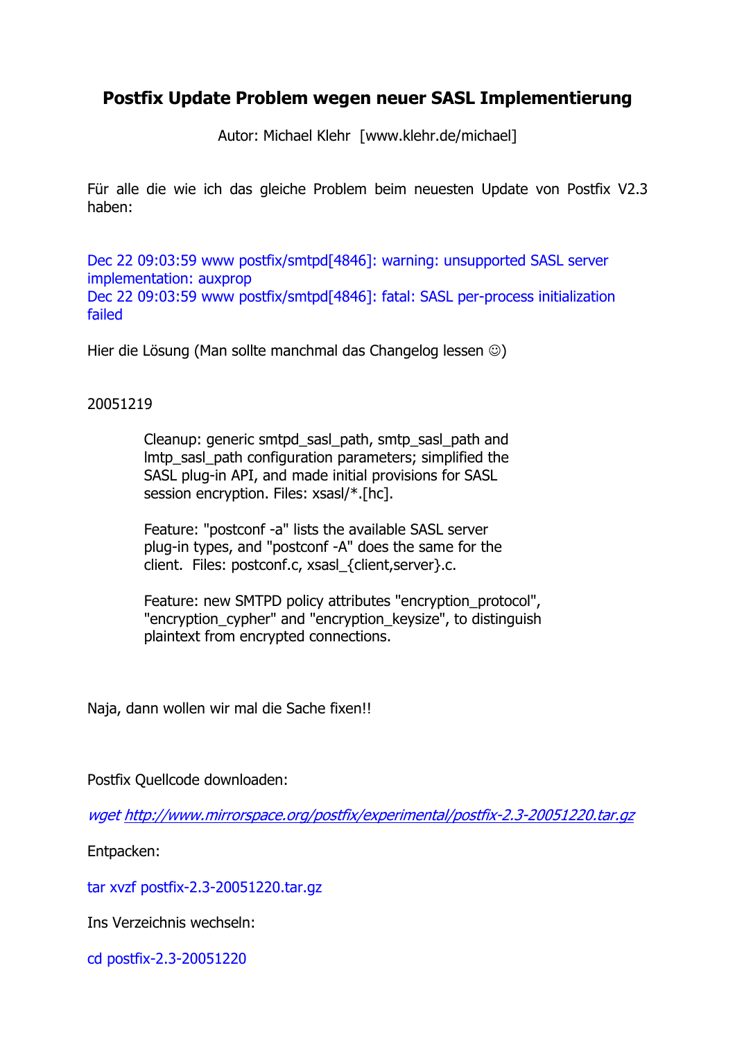# Postfix Update Problem wegen neuer SASL Implementierung

Autor: Michael Klehr [www.klehr.de/michael]

Für alle die wie ich das gleiche Problem beim neuesten Update von Postfix V2.3 haben:

```
Dec 22 09:03:59 www postfix/smtpd[4846]: warning: unsupported SASL server implementation: auxprop
Dec 22 09:03:59 www postfix/smtpd[4846]: fatal: SASL per-process initialization failed
```

Hier die Lösung (Man sollte manchmal das Changelog lessen ☺)

20051219

> Cleanup: generic smtpd_sasl_path, smtp_sasl_path and lmtp_sasl_path configuration parameters; simplified the SASL plug-in API, and made initial provisions for SASL session encryption. Files: xsasl/*.[hc].
>
> Feature: "postconf -a" lists the available SASL server plug-in types, and "postconf -A" does the same for the client. Files: postconf.c, xsasl_{client,server}.c.
>
> Feature: new SMTPD policy attributes "encryption_protocol", "encryption_cypher" and "encryption_keysize", to distinguish plaintext from encrypted connections.

Naja, dann wollen wir mal die Sache fixen!!

Postfix Quellcode downloaden:

```
wget http://www.mirrorspace.org/postfix/experimental/postfix-2.3-20051220.tar.gz
```

Entpacken:

```
tar xvzf postfix-2.3-20051220.tar.gz
```

Ins Verzeichnis wechseln:

```
cd postfix-2.3-20051220
```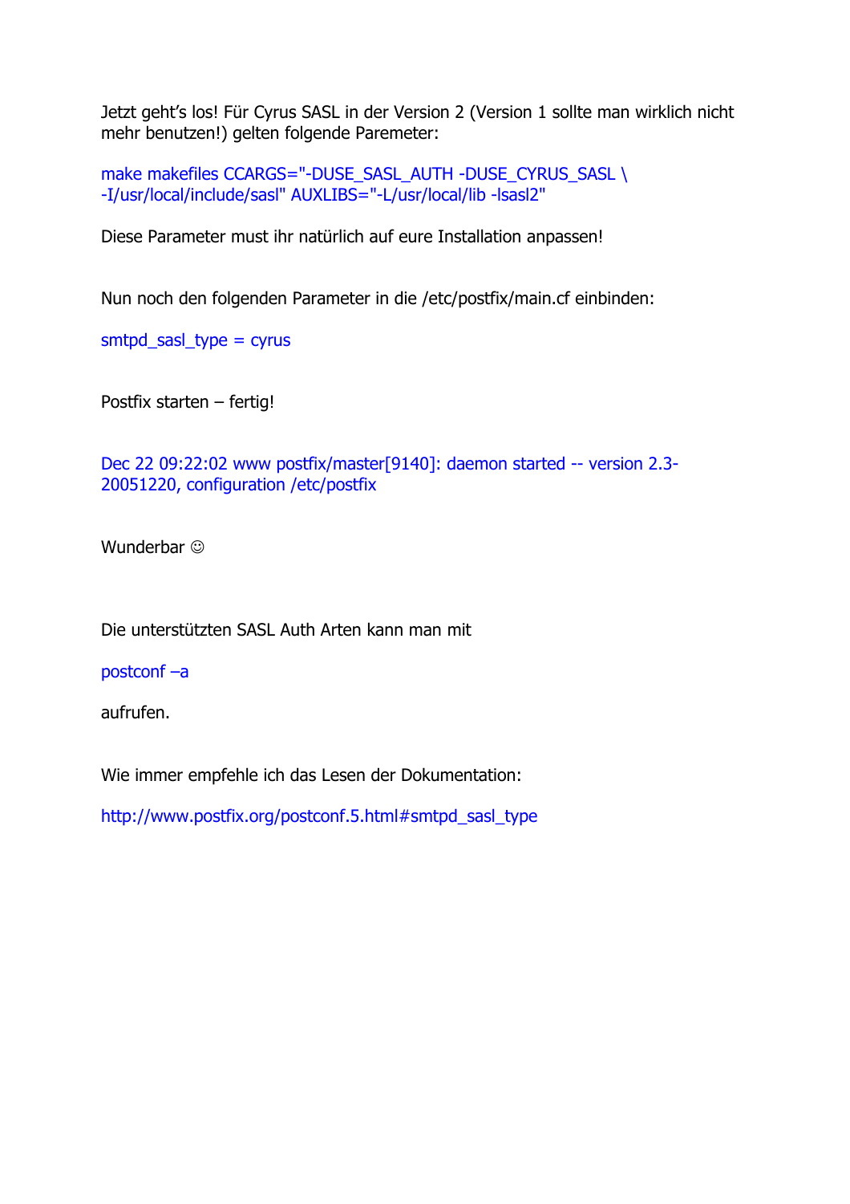Jetzt geht's los! Für Cyrus SASL in der Version 2 (Version 1 sollte man wirklich nicht mehr benutzen!) gelten folgende Paremeter:

```
make makefiles CCARGS="-DUSE_SASL_AUTH -DUSE_CYRUS_SASL \
-I/usr/local/include/sasl" AUXLIBS="-L/usr/local/lib -lsasl2"
```

Diese Parameter must ihr natürlich auf eure Installation anpassen!

Nun noch den folgenden Parameter in die /etc/postfix/main.cf einbinden:

```
smtpd_sasl_type = cyrus
```

Postfix starten – fertig!

```
Dec 22 09:22:02 www postfix/master[9140]: daemon started -- version 2.3-20051220, configuration /etc/postfix
```

Wunderbar ☺

Die unterstützten SASL Auth Arten kann man mit

```
postconf –a
```

aufrufen.

Wie immer empfehle ich das Lesen der Dokumentation:

http://www.postfix.org/postconf.5.html#smtpd_sasl_type